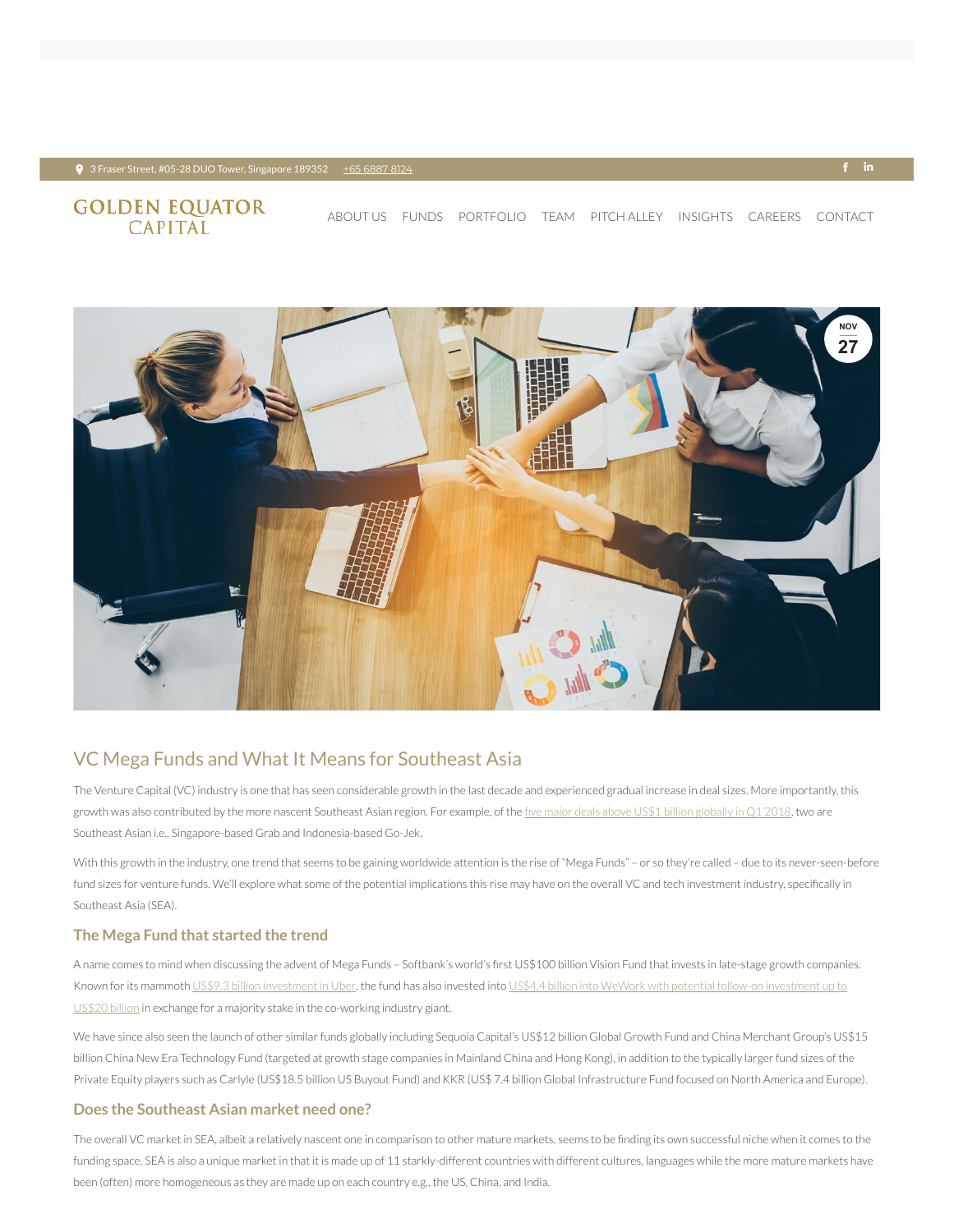3 Fraser Street, #05-28 DUO Tower, Singapore 189352 +65 6887 8124

GOLDEN EQUATOR CAPITAL

ABOUT US FUNDS PORTFOLIO TEAM PITCH ALLEY INSIGHTS CAREERS CONTACT

NOV 27

# VC Mega Funds and What It Means for Southeast Asia

The Venture Capital (VC) industry is one that has seen considerable growth in the last decade and experienced gradual increase in deal sizes. More importantly, this growth was also contributed by the more nascent Southeast Asian region. For example, of the five major deals above US$1 billion globally in Q1'2018, two are Southeast Asian i.e., Singapore-based Grab and Indonesia-based Go-Jek.

With this growth in the industry, one trend that seems to be gaining worldwide attention is the rise of "Mega Funds" – or so they're called – due to its never-seen-before fund sizes for venture funds. We'll explore what some of the potential implications this rise may have on the overall VC and tech investment industry, specifically in Southeast Asia (SEA).

## The Mega Fund that started the trend

A name comes to mind when discussing the advent of Mega Funds – Softbank's world's first US$100 billion Vision Fund that invests in late-stage growth companies. Known for its mammoth US$9.3 billion investment in Uber, the fund has also invested into US$4.4 billion into WeWork with potential follow-on investment up to US$20 billion in exchange for a majority stake in the co-working industry giant.

We have since also seen the launch of other similar funds globally including Sequoia Capital's US$12 billion Global Growth Fund and China Merchant Group's US$15 billion China New Era Technology Fund (targeted at growth stage companies in Mainland China and Hong Kong), in addition to the typically larger fund sizes of the Private Equity players such as Carlyle (US$18.5 billion US Buyout Fund) and KKR (US$ 7.4 billion Global Infrastructure Fund focused on North America and Europe).

## Does the Southeast Asian market need one?

The overall VC market in SEA, albeit a relatively nascent one in comparison to other mature markets, seems to be finding its own successful niche when it comes to the funding space. SEA is also a unique market in that it is made up of 11 starkly-different countries with different cultures, languages while the more mature markets have been (often) more homogeneous as they are made up on each country e.g., the US, China, and India.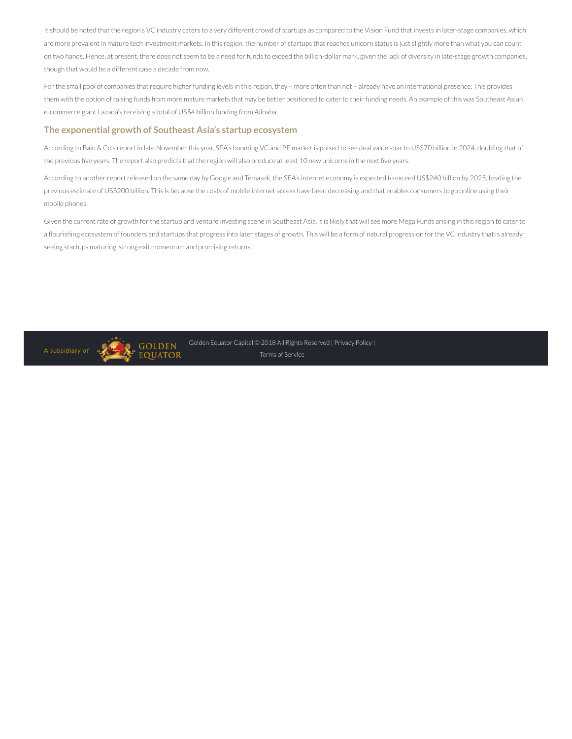It should be noted that the region's VC industry caters to a very different crowd of startups as compared to the Vision Fund that invests in later-stage companies, which are more prevalent in mature tech investment markets. In this region, the number of startups that reaches unicorn status is just slightly more than what you can count on two hands. Hence, at present, there does not seem to be a need for funds to exceed the billion-dollar mark, given the lack of diversity in late-stage growth companies, though that would be a different case a decade from now.

For the small pool of companies that require higher funding levels in this region, they – more often than not – already have an international presence. This provides them with the option of raising funds from more mature markets that may be better positioned to cater to their funding needs. An example of this was Southeast Asian e-commerce giant Lazada's receiving a total of US$4 billion funding from Alibaba.

## The exponential growth of Southeast Asia's startup ecosystem

According to Bain & Co's report in late November this year, SEA's booming VC and PE market is poised to see deal value soar to US$70 billion in 2024, doubling that of the previous five years. The report also predicts that the region will also produce at least 10 new unicorns in the next five years.

According to another report released on the same day by Google and Temasek, the SEA's internet economy is expected to exceed US$240 billion by 2025, beating the previous estimate of US$200 billion. This is because the costs of mobile internet access have been decreasing and that enables consumers to go online using their mobile phones.

Given the current rate of growth for the startup and venture investing scene in Southeast Asia, it is likely that will see more Mega Funds arising in this region to cater to a flourishing ecosystem of founders and startups that progress into later stages of growth. This will be a form of natural progression for the VC industry that is already seeing startups maturing, strong exit momentum and promising returns.